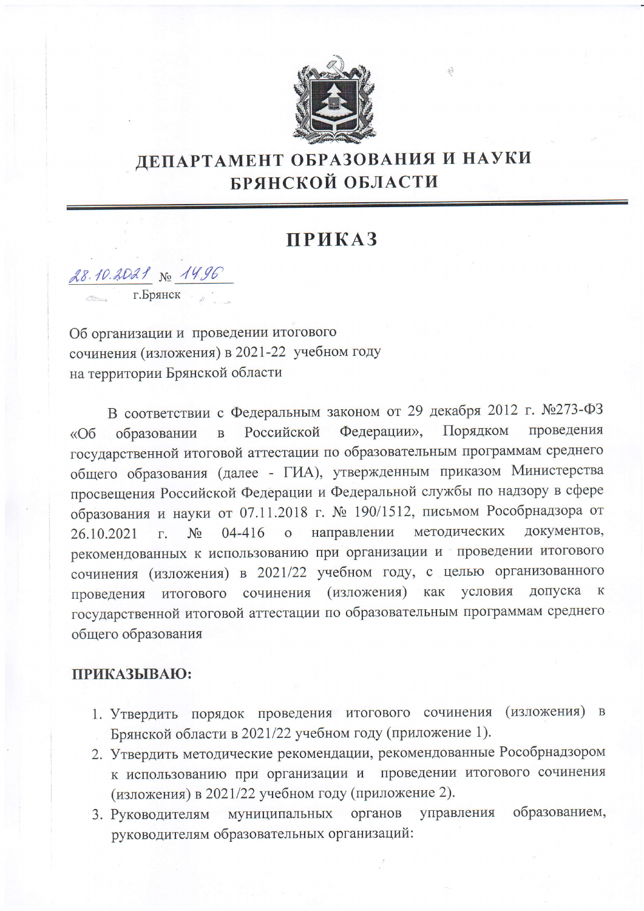# ДЕПАРТАМЕНТ ОБРАЗОВАНИЯ И НАУКИ БРЯНСКОЙ ОБЛАСТИ

## ПРИКАЗ

28.10.2021 № 1496

г.Брянск

Об организации и проведении итогового сочинения (изложения) в 2021-22 учебном году на территории Брянской области

В соответствии с Федеральным законом от 29 декабря 2012 г. №273-ФЗ «Об образовании в Российской Федерации», Порядком проведения государственной итоговой аттестации по образовательным программам среднего общего образования (далее - ГИА), утвержденным приказом Министерства просвещения Российской Федерации и Федеральной службы по надзору в сфере образования и науки от 07.11.2018 г. № 190/1512, письмом Рособрнадзора от 26.10.2021 г. № 04-416 о направлении методических документов, рекомендованных к использованию при организации и проведении итогового сочинения (изложения) в 2021/22 учебном году, с целью организованного проведения итогового сочинения (изложения) как условия допуска к государственной итоговой аттестации по образовательным программам среднего общего образования

**ПРИКАЗЫВАЮ:**

1. Утвердить порядок проведения итогового сочинения (изложения) в Брянской области в 2021/22 учебном году (приложение 1).
2. Утвердить методические рекомендации, рекомендованные Рособрнадзором к использованию при организации и проведении итогового сочинения (изложения) в 2021/22 учебном году (приложение 2).
3. Руководителям муниципальных органов управления образованием, руководителям образовательных организаций: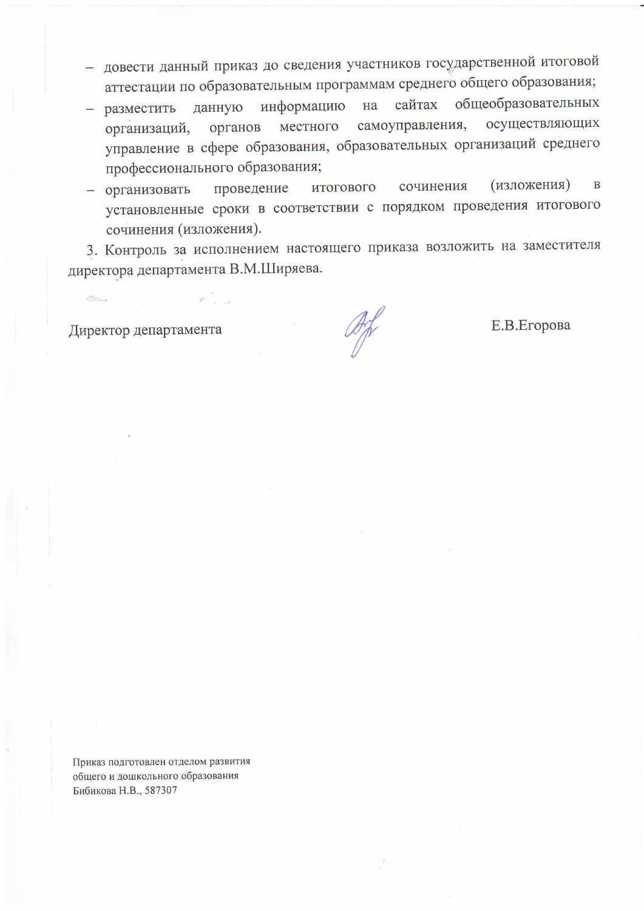- довести данный приказ до сведения участников государственной итоговой аттестации по образовательным программам среднего общего образования;
- разместить данную информацию на сайтах общеобразовательных организаций, органов местного самоуправления, осуществляющих управление в сфере образования, образовательных организаций среднего профессионального образования;
- организовать проведение итогового сочинения (изложения) в установленные сроки в соответствии с порядком проведения итогового сочинения (изложения).

3. Контроль за исполнением настоящего приказа возложить на заместителя директора департамента В.М.Ширяева.

Директор департамента Е.В.Егорова

Приказ подготовлен отделом развития общего и дошкольного образования
Бибикова Н.В., 587307